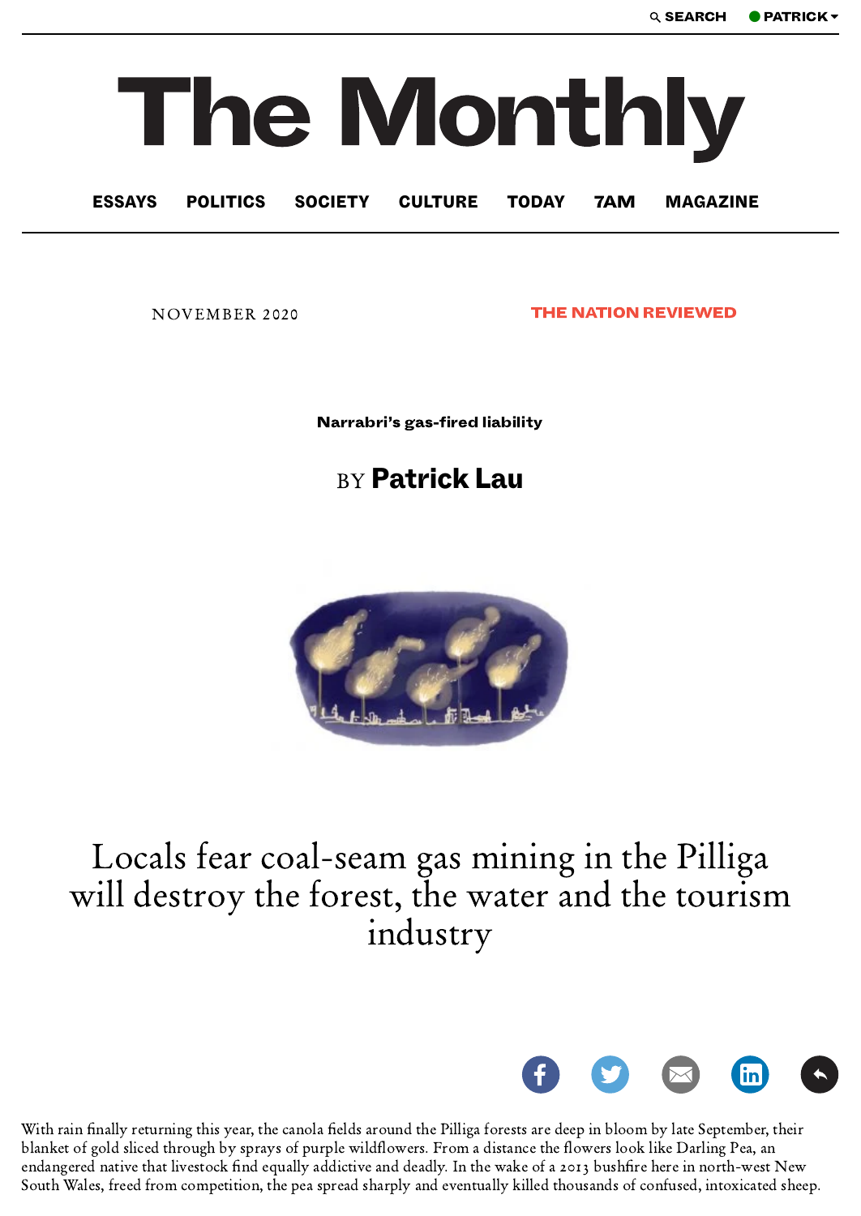NOVEMBER 2020

THE NATION REVIEWED

# Narrabri's gas-fired liability

BY **Patrick Lau**

## Locals fear coal-seam gas mining in the Pilliga will destroy the forest, the water and the tourism industry

With rain finally returning this year, the canola fields around the Pilliga forests are deep in bloom by late September, their blanket of gold sliced through by sprays of purple wildflowers. From a distance the flowers look like Darling Pea, an endangered native that livestock find equally addictive and deadly. In the wake of a 2013 bushfire here in north-west New South Wales, freed from competition, the pea spread sharply and eventually killed thousands of confused, intoxicated sheep.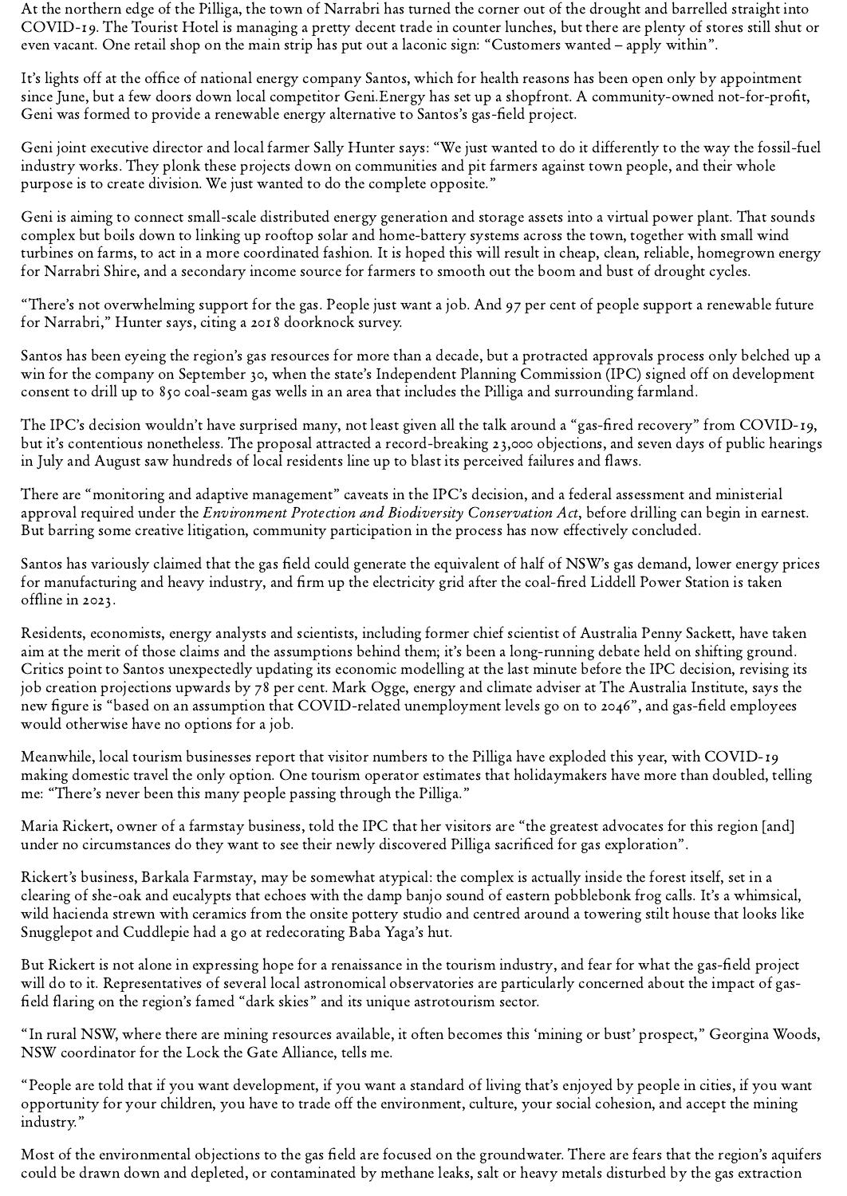At the northern edge of the Pilliga, the town of Narrabri has turned the corner out of the drought and barrelled straight into COVID-19. The Tourist Hotel is managing a pretty decent trade in counter lunches, but there are plenty of stores still shut or even vacant. One retail shop on the main strip has put out a laconic sign: "Customers wanted – apply within".

It's lights off at the office of national energy company Santos, which for health reasons has been open only by appointment since June, but a few doors down local competitor Geni.Energy has set up a shopfront. A community-owned not-for-profit, Geni was formed to provide a renewable energy alternative to Santos's gas-field project.

Geni joint executive director and local farmer Sally Hunter says: "We just wanted to do it differently to the way the fossil-fuel industry works. They plonk these projects down on communities and pit farmers against town people, and their whole purpose is to create division. We just wanted to do the complete opposite."

Geni is aiming to connect small-scale distributed energy generation and storage assets into a virtual power plant. That sounds complex but boils down to linking up rooftop solar and home-battery systems across the town, together with small wind turbines on farms, to act in a more coordinated fashion. It is hoped this will result in cheap, clean, reliable, homegrown energy for Narrabri Shire, and a secondary income source for farmers to smooth out the boom and bust of drought cycles.

"There's not overwhelming support for the gas. People just want a job. And 97 per cent of people support a renewable future for Narrabri," Hunter says, citing a 2018 doorknock survey.

Santos has been eyeing the region's gas resources for more than a decade, but a protracted approvals process only belched up a win for the company on September 30, when the state's Independent Planning Commission (IPC) signed off on development consent to drill up to 850 coal-seam gas wells in an area that includes the Pilliga and surrounding farmland.

The IPC's decision wouldn't have surprised many, not least given all the talk around a "gas-fired recovery" from COVID-19, but it's contentious nonetheless. The proposal attracted a record-breaking 23,000 objections, and seven days of public hearings in July and August saw hundreds of local residents line up to blast its perceived failures and flaws.

There are "monitoring and adaptive management" caveats in the IPC's decision, and a federal assessment and ministerial approval required under the *Environment Protection and Biodiversity Conservation Act*, before drilling can begin in earnest. But barring some creative litigation, community participation in the process has now effectively concluded.

Santos has variously claimed that the gas field could generate the equivalent of half of NSW's gas demand, lower energy prices for manufacturing and heavy industry, and firm up the electricity grid after the coal-fired Liddell Power Station is taken offline in 2023.

Residents, economists, energy analysts and scientists, including former chief scientist of Australia Penny Sackett, have taken aim at the merit of those claims and the assumptions behind them; it's been a long-running debate held on shifting ground. Critics point to Santos unexpectedly updating its economic modelling at the last minute before the IPC decision, revising its job creation projections upwards by 78 per cent. Mark Ogge, energy and climate adviser at The Australia Institute, says the new figure is "based on an assumption that COVID-related unemployment levels go on to 2046", and gas-field employees would otherwise have no options for a job.

Meanwhile, local tourism businesses report that visitor numbers to the Pilliga have exploded this year, with COVID-19 making domestic travel the only option. One tourism operator estimates that holidaymakers have more than doubled, telling me: "There's never been this many people passing through the Pilliga."

Maria Rickert, owner of a farmstay business, told the IPC that her visitors are "the greatest advocates for this region [and] under no circumstances do they want to see their newly discovered Pilliga sacrificed for gas exploration".

Rickert's business, Barkala Farmstay, may be somewhat atypical: the complex is actually inside the forest itself, set in a clearing of she-oak and eucalypts that echoes with the damp banjo sound of eastern pobblebonk frog calls. It's a whimsical, wild hacienda strewn with ceramics from the onsite pottery studio and centred around a towering stilt house that looks like Snugglepot and Cuddlepie had a go at redecorating Baba Yaga's hut.

But Rickert is not alone in expressing hope for a renaissance in the tourism industry, and fear for what the gas-field project will do to it. Representatives of several local astronomical observatories are particularly concerned about the impact of gas-field flaring on the region's famed "dark skies" and its unique astrotourism sector.

"In rural NSW, where there are mining resources available, it often becomes this 'mining or bust' prospect," Georgina Woods, NSW coordinator for the Lock the Gate Alliance, tells me.

"People are told that if you want development, if you want a standard of living that's enjoyed by people in cities, if you want opportunity for your children, you have to trade off the environment, culture, your social cohesion, and accept the mining industry."

Most of the environmental objections to the gas field are focused on the groundwater. There are fears that the region's aquifers could be drawn down and depleted, or contaminated by methane leaks, salt or heavy metals disturbed by the gas extraction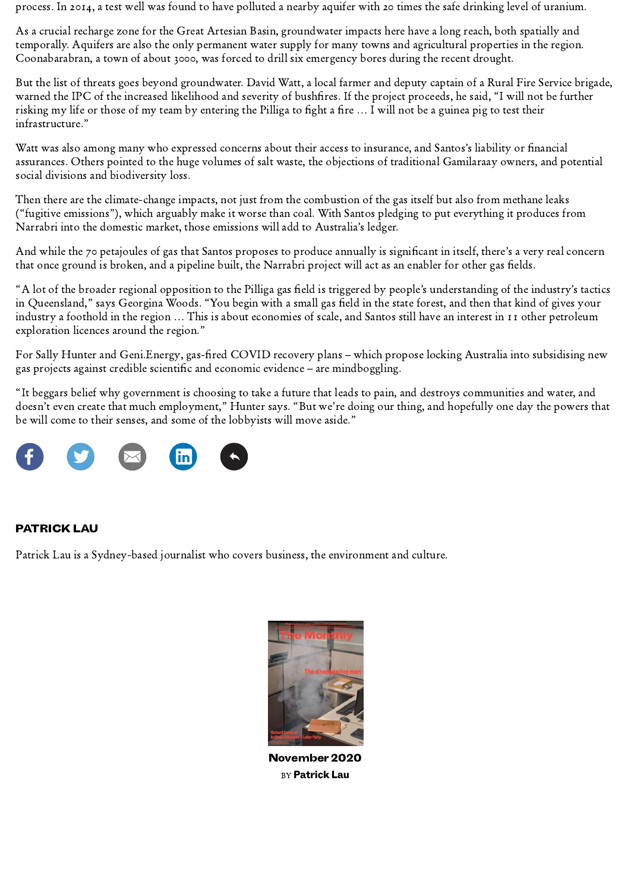process. In 2014, a test well was found to have polluted a nearby aquifer with 20 times the safe drinking level of uranium.

As a crucial recharge zone for the Great Artesian Basin, groundwater impacts here have a long reach, both spatially and temporally. Aquifers are also the only permanent water supply for many towns and agricultural properties in the region. Coonabarabran, a town of about 3000, was forced to drill six emergency bores during the recent drought.

But the list of threats goes beyond groundwater. David Watt, a local farmer and deputy captain of a Rural Fire Service brigade, warned the IPC of the increased likelihood and severity of bushfires. If the project proceeds, he said, "I will not be further risking my life or those of my team by entering the Pilliga to fight a fire … I will not be a guinea pig to test their infrastructure."

Watt was also among many who expressed concerns about their access to insurance, and Santos's liability or financial assurances. Others pointed to the huge volumes of salt waste, the objections of traditional Gamilaraay owners, and potential social divisions and biodiversity loss.

Then there are the climate-change impacts, not just from the combustion of the gas itself but also from methane leaks ("fugitive emissions"), which arguably make it worse than coal. With Santos pledging to put everything it produces from Narrabri into the domestic market, those emissions will add to Australia's ledger.

And while the 70 petajoules of gas that Santos proposes to produce annually is significant in itself, there's a very real concern that once ground is broken, and a pipeline built, the Narrabri project will act as an enabler for other gas fields.

"A lot of the broader regional opposition to the Pilliga gas field is triggered by people's understanding of the industry's tactics in Queensland," says Georgina Woods. "You begin with a small gas field in the state forest, and then that kind of gives your industry a foothold in the region … This is about economies of scale, and Santos still have an interest in 11 other petroleum exploration licences around the region."

For Sally Hunter and Geni.Energy, gas-fired COVID recovery plans – which propose locking Australia into subsidising new gas projects against credible scientific and economic evidence – are mindboggling.

"It beggars belief why government is choosing to take a future that leads to pain, and destroys communities and water, and doesn't even create that much employment," Hunter says. "But we're doing our thing, and hopefully one day the powers that be will come to their senses, and some of the lobbyists will move aside."

**PATRICK LAU**

Patrick Lau is a Sydney-based journalist who covers business, the environment and culture.

**November 2020**

BY **Patrick Lau**